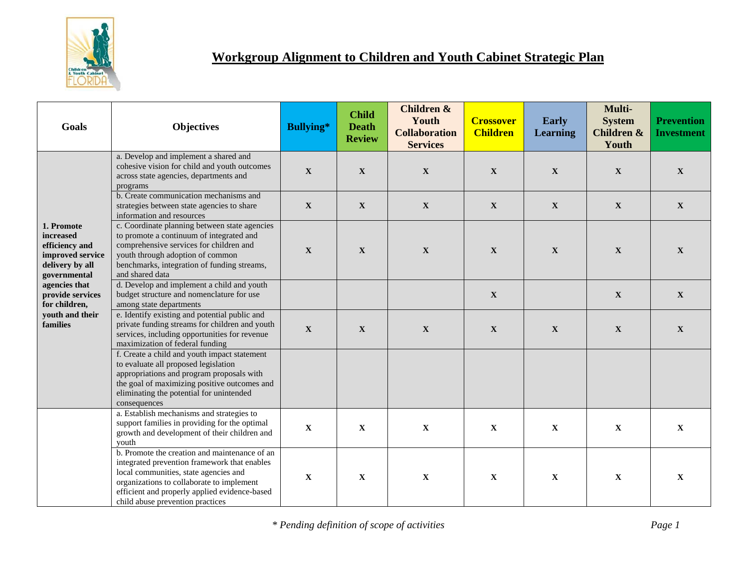## Workgroup Alignment to Children and Youth Cabinet Strategic Plan

| Goals | Objectives | Bullying* | Child Death Review | Children & Youth Collaboration Services | Crossover Children | Early Learning | Multi-System Children & Youth | Prevention Investment |
|---|---|---|---|---|---|---|---|---|
| **1. Promote increased efficiency and improved service delivery by all governmental agencies that provide services for children, youth and their families** | a. Develop and implement a shared and cohesive vision for child and youth outcomes across state agencies, departments and programs | X | X | X | X | X | X | X |
| | b. Create communication mechanisms and strategies between state agencies to share information and resources | X | X | X | X | X | X | X |
| | c. Coordinate planning between state agencies to promote a continuum of integrated and comprehensive services for children and youth through adoption of common benchmarks, integration of funding streams, and shared data | X | X | X | X | X | X | X |
| | d. Develop and implement a child and youth budget structure and nomenclature for use among state departments | | | | X | | X | X |
| | e. Identify existing and potential public and private funding streams for children and youth services, including opportunities for revenue maximization of federal funding | X | X | X | X | X | X | X |
| | f. Create a child and youth impact statement to evaluate all proposed legislation appropriations and program proposals with the goal of maximizing positive outcomes and eliminating the potential for unintended consequences | | | | | | | |
| | a. Establish mechanisms and strategies to support families in providing for the optimal growth and development of their children and youth | X | X | X | X | X | X | X |
| | b. Promote the creation and maintenance of an integrated prevention framework that enables local communities, state agencies and organizations to collaborate to implement efficient and properly applied evidence-based child abuse prevention practices | X | X | X | X | X | X | X |

*\* Pending definition of scope of activities*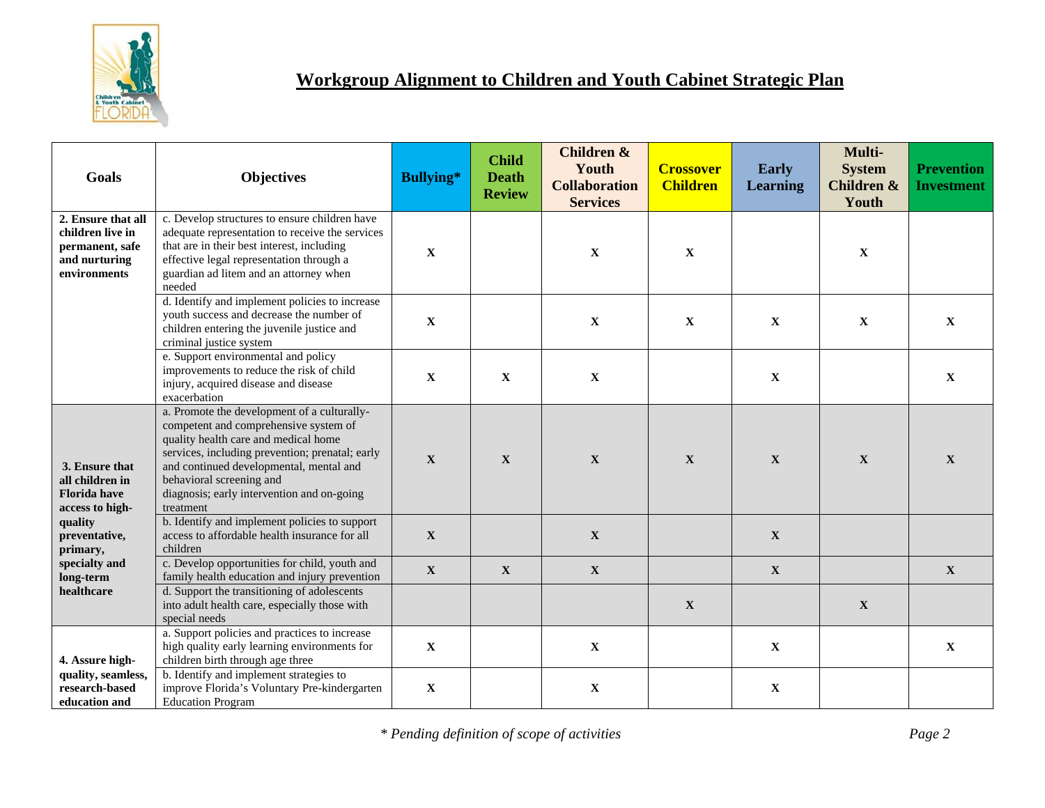## Workgroup Alignment to Children and Youth Cabinet Strategic Plan

| Goals | Objectives | Bullying* | Child Death Review | Children & Youth Collaboration Services | Crossover Children | Early Learning | Multi-System Children & Youth | Prevention Investment |
|---|---|---|---|---|---|---|---|---|
| **2. Ensure that all children live in permanent, safe and nurturing environments** | c. Develop structures to ensure children have adequate representation to receive the services that are in their best interest, including effective legal representation through a guardian ad litem and an attorney when needed | X | | X | X | | X | |
| | d. Identify and implement policies to increase youth success and decrease the number of children entering the juvenile justice and criminal justice system | X | | X | X | X | X | X |
| | e. Support environmental and policy improvements to reduce the risk of child injury, acquired disease and disease exacerbation | X | X | X | | X | | X |
| **3. Ensure that all children in Florida have access to high-quality preventative, primary, specialty and long-term healthcare** | a. Promote the development of a culturally-competent and comprehensive system of quality health care and medical home services, including prevention; prenatal; early and continued developmental, mental and behavioral screening and diagnosis; early intervention and on-going treatment | X | X | X | X | X | X | X |
| | b. Identify and implement policies to support access to affordable health insurance for all children | X | | X | | X | | |
| | c. Develop opportunities for child, youth and family health education and injury prevention | X | X | X | | X | | X |
| | d. Support the transitioning of adolescents into adult health care, especially those with special needs | | | | X | | X | |
| **4. Assure high-quality, seamless, research-based education and** | a. Support policies and practices to increase high quality early learning environments for children birth through age three | X | | X | | X | | X |
| | b. Identify and implement strategies to improve Florida's Voluntary Pre-kindergarten Education Program | X | | X | | X | | |

*\* Pending definition of scope of activities*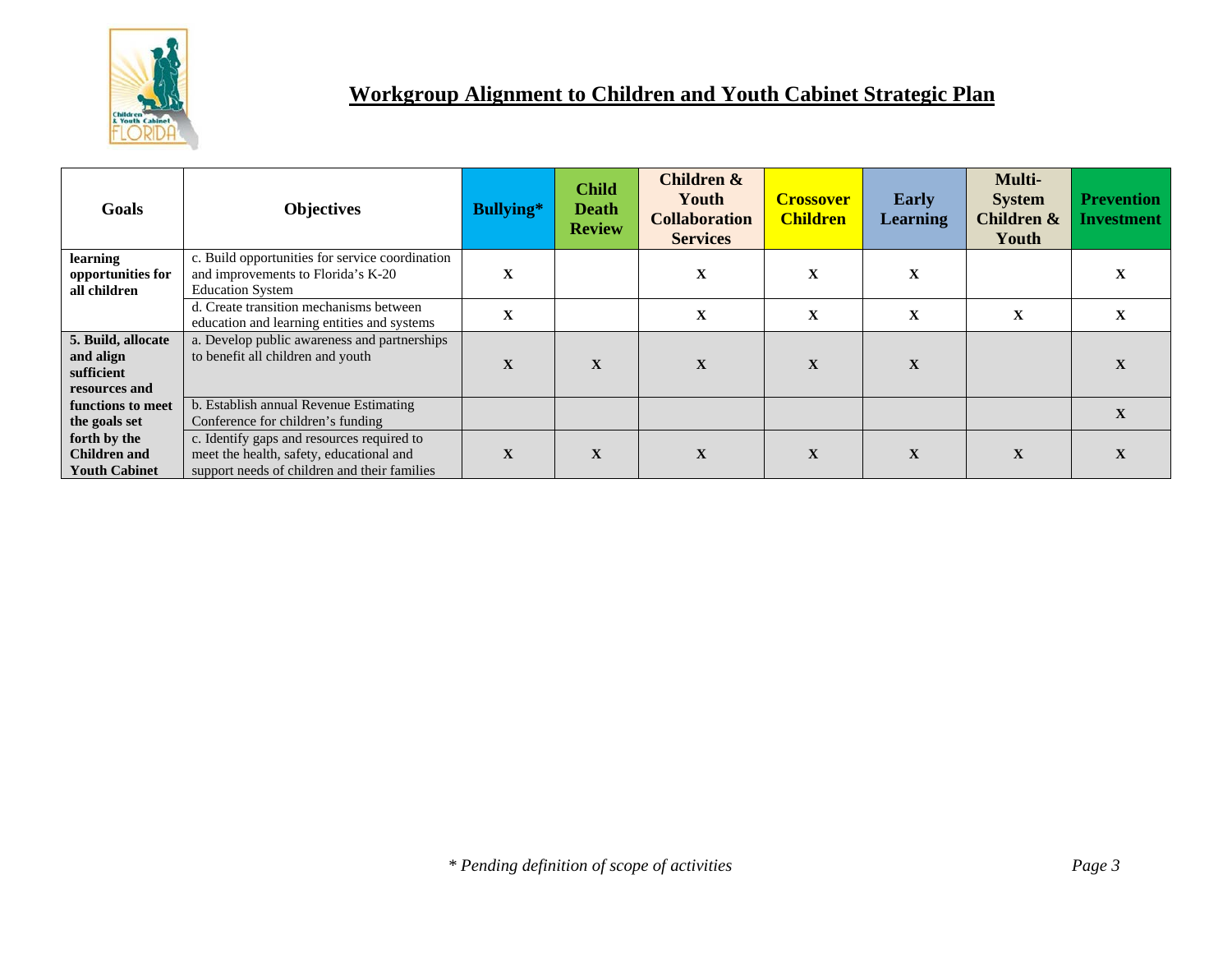## Workgroup Alignment to Children and Youth Cabinet Strategic Plan

| Goals | Objectives | Bullying* | Child Death Review | Children & Youth Collaboration Services | Crossover Children | Early Learning | Multi-System Children & Youth | Prevention Investment |
|---|---|---|---|---|---|---|---|---|
| **learning opportunities for all children** | c. Build opportunities for service coordination and improvements to Florida's K-20 Education System | **X** | | **X** | **X** | **X** | | **X** |
| | d. Create transition mechanisms between education and learning entities and systems | **X** | | **X** | **X** | **X** | **X** | **X** |
| **5. Build, allocate and align sufficient resources and functions to meet the goals set forth by the Children and Youth Cabinet** | a. Develop public awareness and partnerships to benefit all children and youth | **X** | **X** | **X** | **X** | **X** | | **X** |
| | b. Establish annual Revenue Estimating Conference for children's funding | | | | | | | **X** |
| | c. Identify gaps and resources required to meet the health, safety, educational and support needs of children and their families | **X** | **X** | **X** | **X** | **X** | **X** | **X** |

*\* Pending definition of scope of activities*